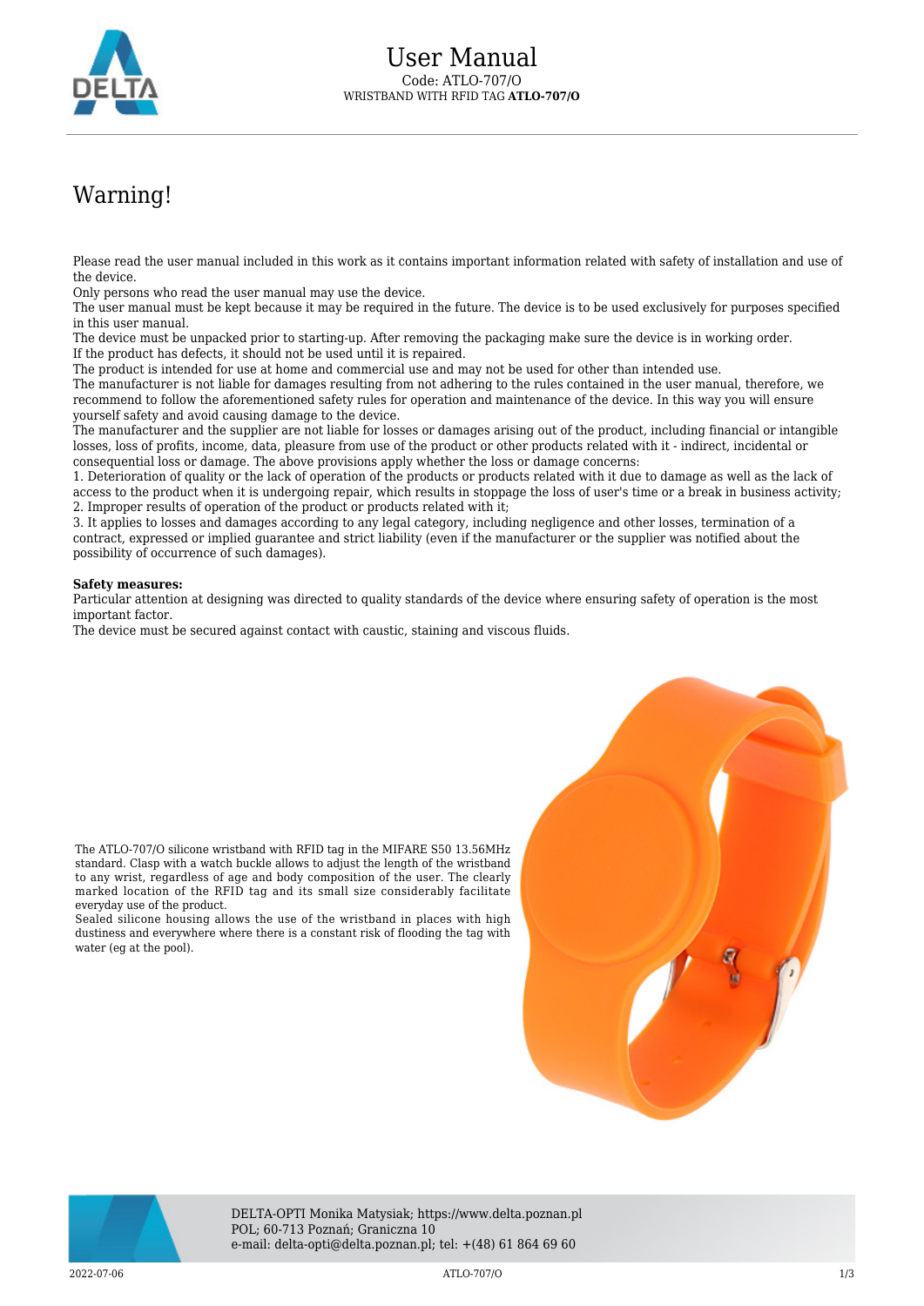# User Manual

Code: ATLO-707/O

WRISTBAND WITH RFID TAG **ATLO-707/O**

## Warning!

Please read the user manual included in this work as it contains important information related with safety of installation and use of the device.

Only persons who read the user manual may use the device.

The user manual must be kept because it may be required in the future. The device is to be used exclusively for purposes specified in this user manual.

The device must be unpacked prior to starting-up. After removing the packaging make sure the device is in working order.

If the product has defects, it should not be used until it is repaired.

The product is intended for use at home and commercial use and may not be used for other than intended use.

The manufacturer is not liable for damages resulting from not adhering to the rules contained in the user manual, therefore, we recommend to follow the aforementioned safety rules for operation and maintenance of the device. In this way you will ensure yourself safety and avoid causing damage to the device.

The manufacturer and the supplier are not liable for losses or damages arising out of the product, including financial or intangible losses, loss of profits, income, data, pleasure from use of the product or other products related with it - indirect, incidental or consequential loss or damage. The above provisions apply whether the loss or damage concerns:

1. Deterioration of quality or the lack of operation of the products or products related with it due to damage as well as the lack of access to the product when it is undergoing repair, which results in stoppage the loss of user's time or a break in business activity;
2. Improper results of operation of the product or products related with it;
3. It applies to losses and damages according to any legal category, including negligence and other losses, termination of a contract, expressed or implied guarantee and strict liability (even if the manufacturer or the supplier was notified about the possibility of occurrence of such damages).

**Safety measures:**

Particular attention at designing was directed to quality standards of the device where ensuring safety of operation is the most important factor.

The device must be secured against contact with caustic, staining and viscous fluids.

The ATLO-707/O silicone wristband with RFID tag in the MIFARE S50 13.56MHz standard. Clasp with a watch buckle allows to adjust the length of the wristband to any wrist, regardless of age and body composition of the user. The clearly marked location of the RFID tag and its small size considerably facilitate everyday use of the product.

Sealed silicone housing allows the use of the wristband in places with high dustiness and everywhere where there is a constant risk of flooding the tag with water (eg at the pool).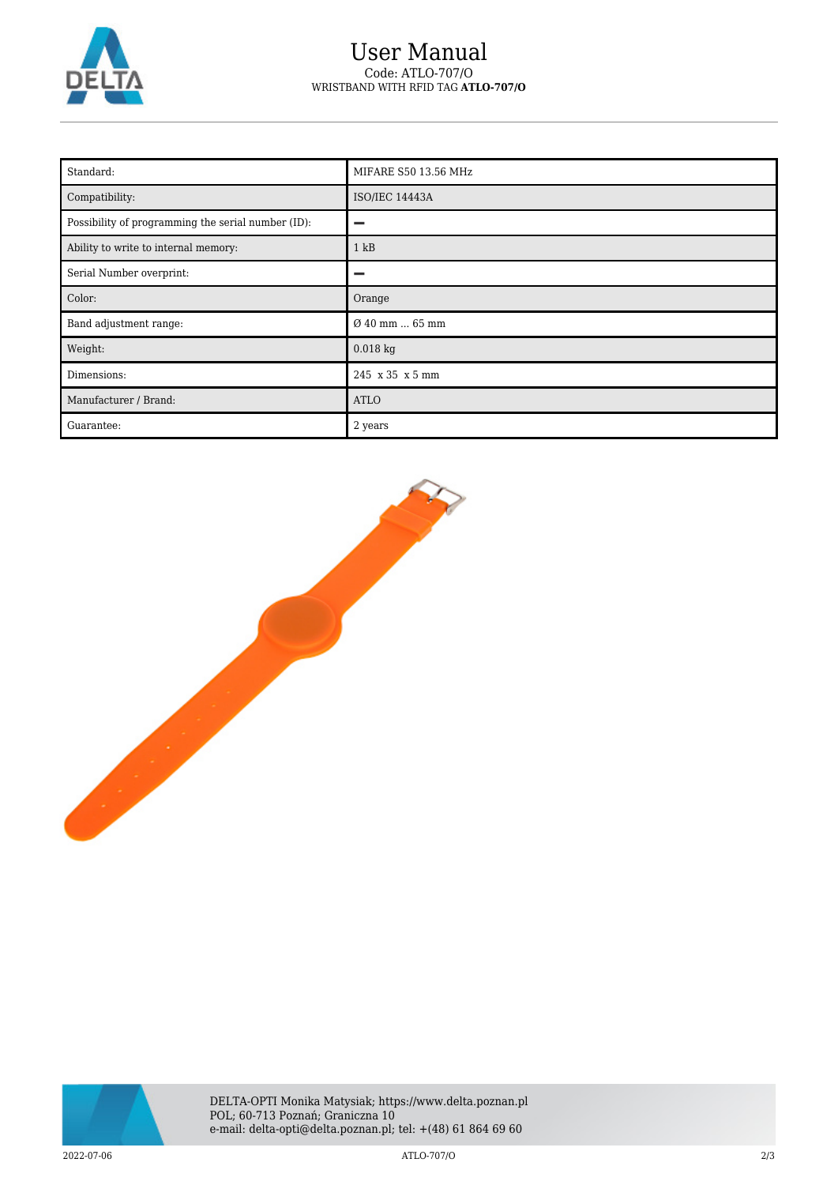| Standard: | MIFARE S50 13.56 MHz |
|---|---|
| Compatibility: | ISO/IEC 14443A |
| Possibility of programming the serial number (ID): | – |
| Ability to write to internal memory: | 1 kB |
| Serial Number overprint: | – |
| Color: | Orange |
| Band adjustment range: | Ø 40 mm ... 65 mm |
| Weight: | 0.018 kg |
| Dimensions: | 245 x 35 x 5 mm |
| Manufacturer / Brand: | ATLO |
| Guarantee: | 2 years |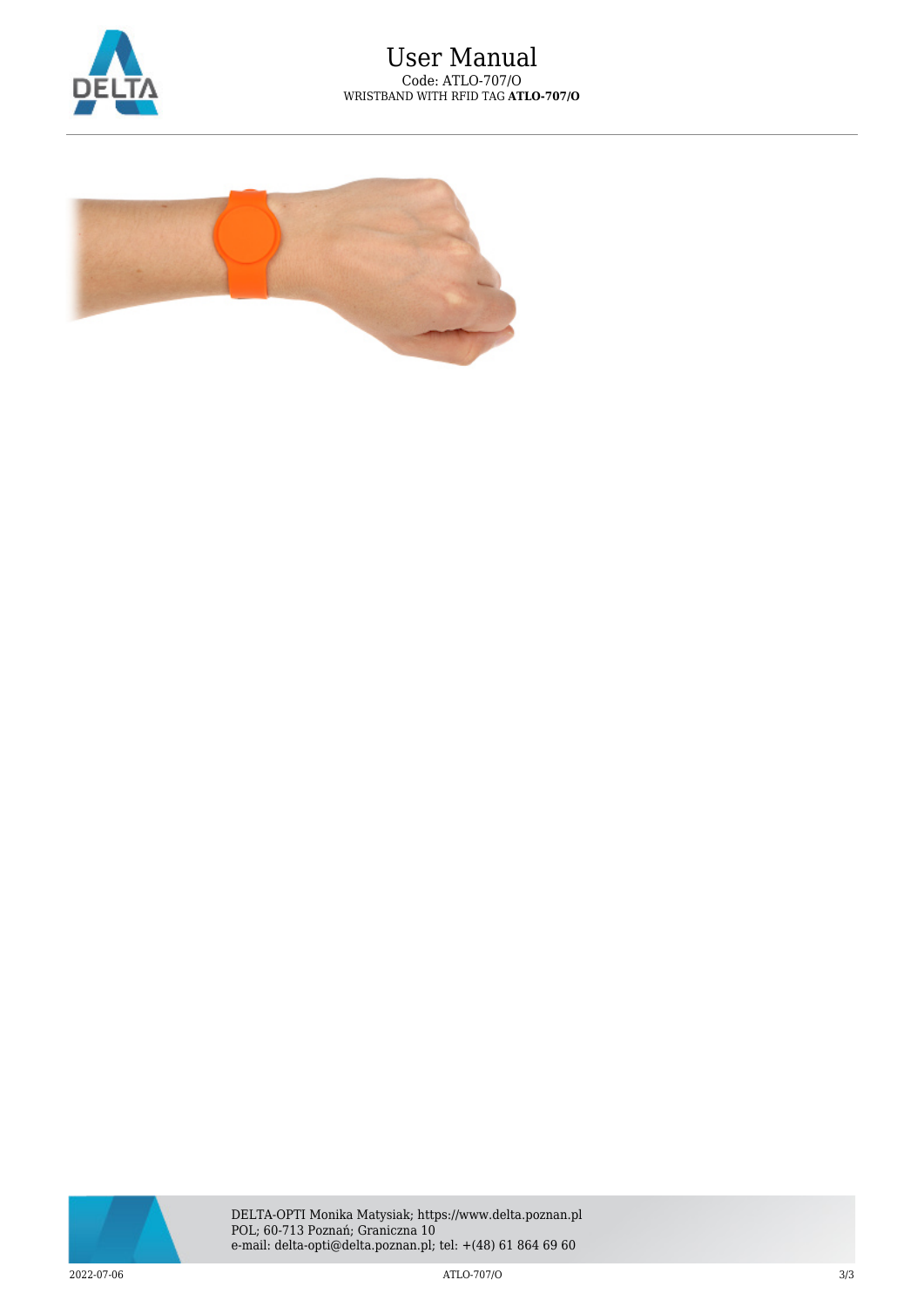# User Manual

Code: ATLO-707/O

WRISTBAND WITH RFID TAG **ATLO-707/O**

DELTA-OPTI Monika Matysiak; https://www.delta.poznan.pl
POL; 60-713 Poznań; Graniczna 10
e-mail: delta-opti@delta.poznan.pl; tel: +(48) 61 864 69 60

2022-07-06